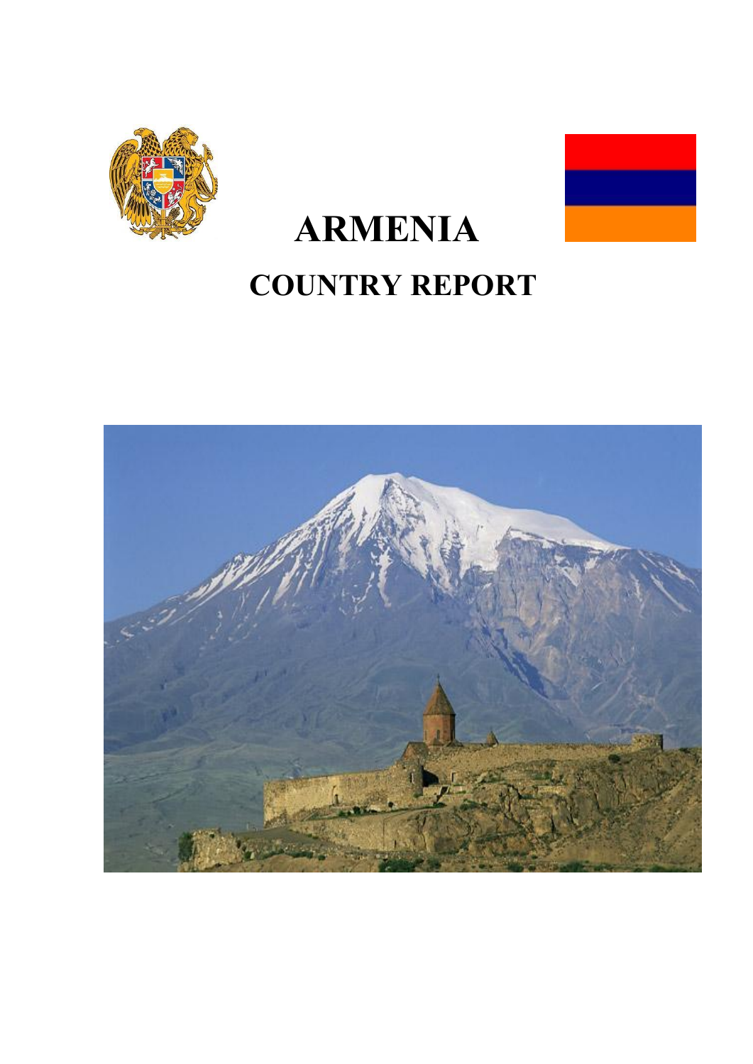# ARMENIA

## COUNTRY REPORT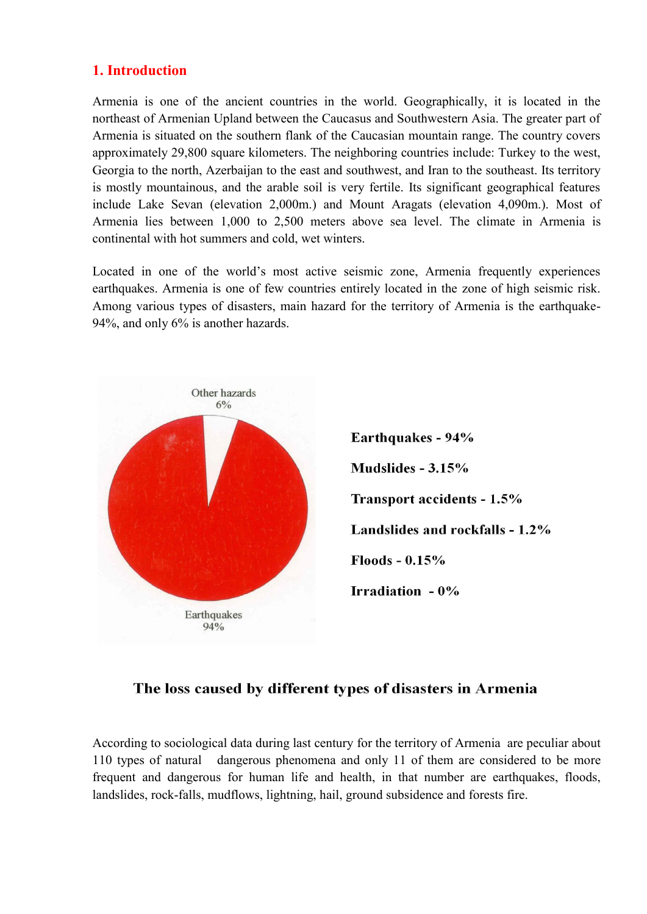## 1. Introduction

Armenia is one of the ancient countries in the world. Geographically, it is located in the northeast of Armenian Upland between the Caucasus and Southwestern Asia. The greater part of Armenia is situated on the southern flank of the Caucasian mountain range. The country covers approximately 29,800 square kilometers. The neighboring countries include: Turkey to the west, Georgia to the north, Azerbaijan to the east and southwest, and Iran to the southeast. Its territory is mostly mountainous, and the arable soil is very fertile. Its significant geographical features include Lake Sevan (elevation 2,000m.) and Mount Aragats (elevation 4,090m.). Most of Armenia lies between 1,000 to 2,500 meters above sea level. The climate in Armenia is continental with hot summers and cold, wet winters.

Located in one of the world's most active seismic zone, Armenia frequently experiences earthquakes. Armenia is one of few countries entirely located in the zone of high seismic risk. Among various types of disasters, main hazard for the territory of Armenia is the earthquake-94%, and only 6% is another hazards.

Other hazards 6%

Earthquakes 94%

**Earthquakes - 94%**

**Mudslides - 3.15%**

**Transport accidents - 1.5%**

**Landslides and rockfalls - 1.2%**

**Floods - 0.15%**

**Irradiation - 0%**

**The loss caused by different types of disasters in Armenia**

According to sociological data during last century for the territory of Armenia are peculiar about 110 types of natural dangerous phenomena and only 11 of them are considered to be more frequent and dangerous for human life and health, in that number are earthquakes, floods, landslides, rock-falls, mudflows, lightning, hail, ground subsidence and forests fire.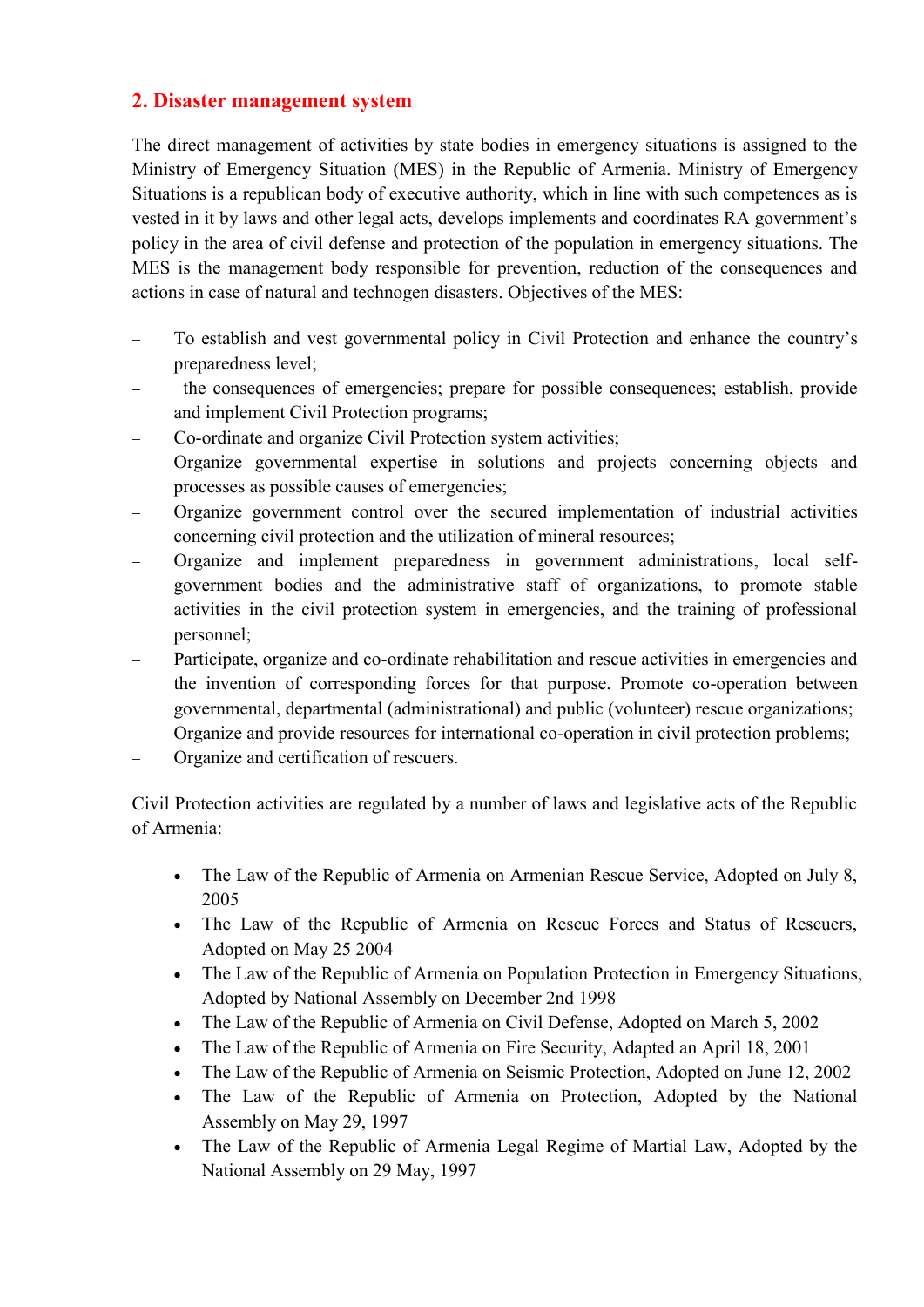## 2. Disaster management system

The direct management of activities by state bodies in emergency situations is assigned to the Ministry of Emergency Situation (MES) in the Republic of Armenia. Ministry of Emergency Situations is a republican body of executive authority, which in line with such competences as is vested in it by laws and other legal acts, develops implements and coordinates RA government's policy in the area of civil defense and protection of the population in emergency situations. The MES is the management body responsible for prevention, reduction of the consequences and actions in case of natural and technogen disasters. Objectives of the MES:

- To establish and vest governmental policy in Civil Protection and enhance the country's preparedness level;
- the consequences of emergencies; prepare for possible consequences; establish, provide and implement Civil Protection programs;
- Co-ordinate and organize Civil Protection system activities;
- Organize governmental expertise in solutions and projects concerning objects and processes as possible causes of emergencies;
- Organize government control over the secured implementation of industrial activities concerning civil protection and the utilization of mineral resources;
- Organize and implement preparedness in government administrations, local self-government bodies and the administrative staff of organizations, to promote stable activities in the civil protection system in emergencies, and the training of professional personnel;
- Participate, organize and co-ordinate rehabilitation and rescue activities in emergencies and the invention of corresponding forces for that purpose. Promote co-operation between governmental, departmental (administrational) and public (volunteer) rescue organizations;
- Organize and provide resources for international co-operation in civil protection problems;
- Organize and certification of rescuers.

Civil Protection activities are regulated by a number of laws and legislative acts of the Republic of Armenia:

- The Law of the Republic of Armenia on Armenian Rescue Service, Adopted on July 8, 2005
- The Law of the Republic of Armenia on Rescue Forces and Status of Rescuers, Adopted on May 25 2004
- The Law of the Republic of Armenia on Population Protection in Emergency Situations, Adopted by National Assembly on December 2nd 1998
- The Law of the Republic of Armenia on Civil Defense, Adopted on March 5, 2002
- The Law of the Republic of Armenia on Fire Security, Adapted an April 18, 2001
- The Law of the Republic of Armenia on Seismic Protection, Adopted on June 12, 2002
- The Law of the Republic of Armenia on Protection, Adopted by the National Assembly on May 29, 1997
- The Law of the Republic of Armenia Legal Regime of Martial Law, Adopted by the National Assembly on 29 May, 1997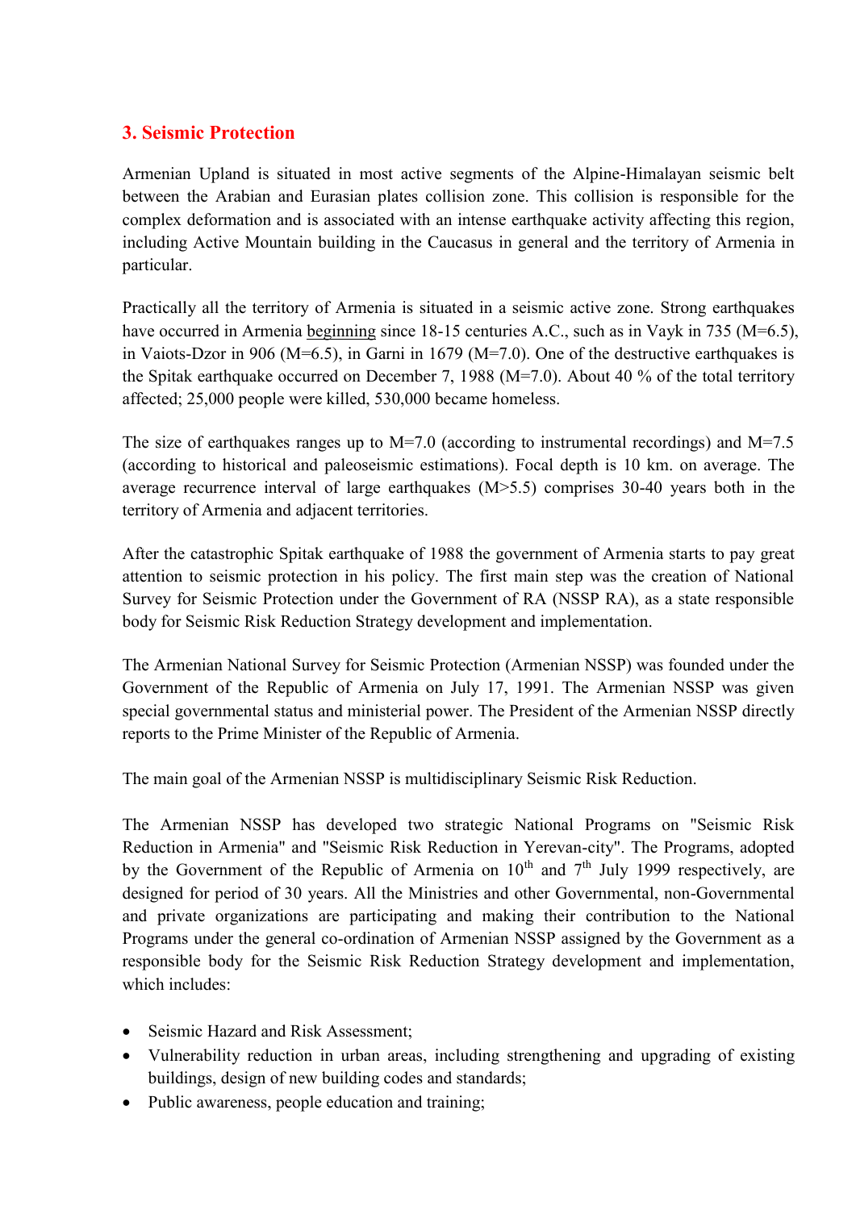## 3. Seismic Protection

Armenian Upland is situated in most active segments of the Alpine-Himalayan seismic belt between the Arabian and Eurasian plates collision zone. This collision is responsible for the complex deformation and is associated with an intense earthquake activity affecting this region, including Active Mountain building in the Caucasus in general and the territory of Armenia in particular.

Practically all the territory of Armenia is situated in a seismic active zone. Strong earthquakes have occurred in Armenia beginning since 18-15 centuries A.C., such as in Vayk in 735 (M=6.5), in Vaiots-Dzor in 906 (M=6.5), in Garni in 1679 (M=7.0). One of the destructive earthquakes is the Spitak earthquake occurred on December 7, 1988 (M=7.0). About 40 % of the total territory affected; 25,000 people were killed, 530,000 became homeless.

The size of earthquakes ranges up to M=7.0 (according to instrumental recordings) and M=7.5 (according to historical and paleoseismic estimations). Focal depth is 10 km. on average. The average recurrence interval of large earthquakes (M>5.5) comprises 30-40 years both in the territory of Armenia and adjacent territories.

After the catastrophic Spitak earthquake of 1988 the government of Armenia starts to pay great attention to seismic protection in his policy. The first main step was the creation of National Survey for Seismic Protection under the Government of RA (NSSP RA), as a state responsible body for Seismic Risk Reduction Strategy development and implementation.

The Armenian National Survey for Seismic Protection (Armenian NSSP) was founded under the Government of the Republic of Armenia on July 17, 1991. The Armenian NSSP was given special governmental status and ministerial power. The President of the Armenian NSSP directly reports to the Prime Minister of the Republic of Armenia.

The main goal of the Armenian NSSP is multidisciplinary Seismic Risk Reduction.

The Armenian NSSP has developed two strategic National Programs on "Seismic Risk Reduction in Armenia" and "Seismic Risk Reduction in Yerevan-city". The Programs, adopted by the Government of the Republic of Armenia on 10th and 7th July 1999 respectively, are designed for period of 30 years. All the Ministries and other Governmental, non-Governmental and private organizations are participating and making their contribution to the National Programs under the general co-ordination of Armenian NSSP assigned by the Government as a responsible body for the Seismic Risk Reduction Strategy development and implementation, which includes:

- Seismic Hazard and Risk Assessment;
- Vulnerability reduction in urban areas, including strengthening and upgrading of existing buildings, design of new building codes and standards;
- Public awareness, people education and training;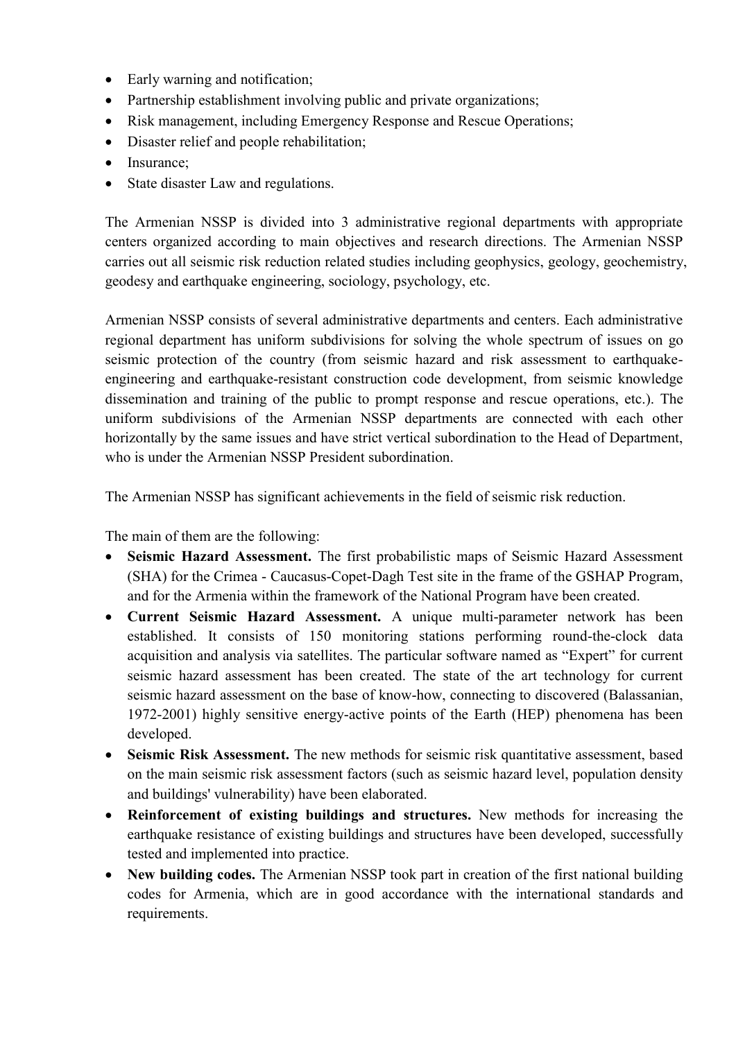- Early warning and notification;
- Partnership establishment involving public and private organizations;
- Risk management, including Emergency Response and Rescue Operations;
- Disaster relief and people rehabilitation;
- Insurance;
- State disaster Law and regulations.

The Armenian NSSP is divided into 3 administrative regional departments with appropriate centers organized according to main objectives and research directions. The Armenian NSSP carries out all seismic risk reduction related studies including geophysics, geology, geochemistry, geodesy and earthquake engineering, sociology, psychology, etc.

Armenian NSSP consists of several administrative departments and centers. Each administrative regional department has uniform subdivisions for solving the whole spectrum of issues on go seismic protection of the country (from seismic hazard and risk assessment to earthquake-engineering and earthquake-resistant construction code development, from seismic knowledge dissemination and training of the public to prompt response and rescue operations, etc.). The uniform subdivisions of the Armenian NSSP departments are connected with each other horizontally by the same issues and have strict vertical subordination to the Head of Department, who is under the Armenian NSSP President subordination.

The Armenian NSSP has significant achievements in the field of seismic risk reduction.

The main of them are the following:

- **Seismic Hazard Assessment.** The first probabilistic maps of Seismic Hazard Assessment (SHA) for the Crimea - Caucasus-Copet-Dagh Test site in the frame of the GSHAP Program, and for the Armenia within the framework of the National Program have been created.
- **Current Seismic Hazard Assessment.** A unique multi-parameter network has been established. It consists of 150 monitoring stations performing round-the-clock data acquisition and analysis via satellites. The particular software named as "Expert" for current seismic hazard assessment has been created. The state of the art technology for current seismic hazard assessment on the base of know-how, connecting to discovered (Balassanian, 1972-2001) highly sensitive energy-active points of the Earth (HEP) phenomena has been developed.
- **Seismic Risk Assessment.** The new methods for seismic risk quantitative assessment, based on the main seismic risk assessment factors (such as seismic hazard level, population density and buildings' vulnerability) have been elaborated.
- **Reinforcement of existing buildings and structures.** New methods for increasing the earthquake resistance of existing buildings and structures have been developed, successfully tested and implemented into practice.
- **New building codes.** The Armenian NSSP took part in creation of the first national building codes for Armenia, which are in good accordance with the international standards and requirements.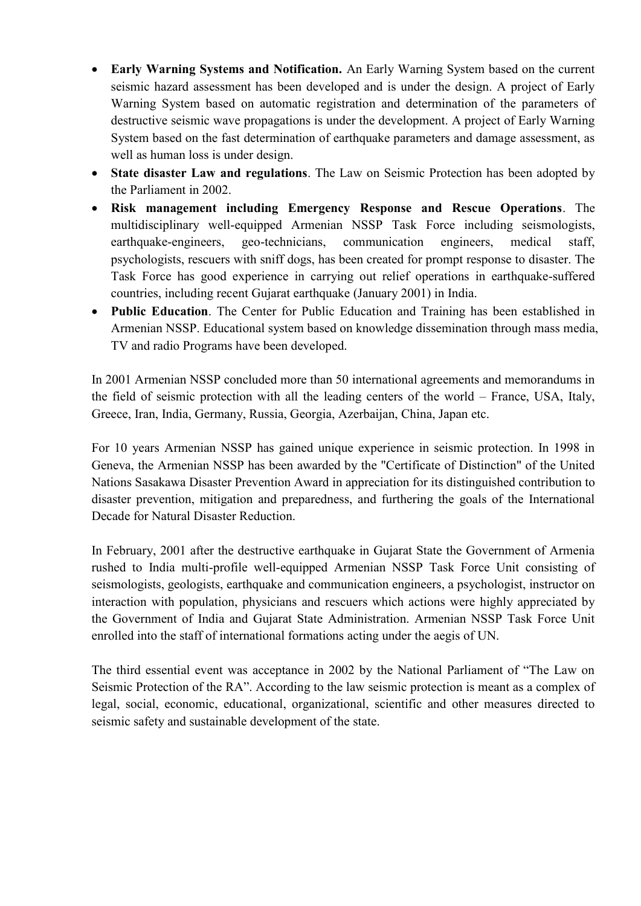- **Early Warning Systems and Notification.** An Early Warning System based on the current seismic hazard assessment has been developed and is under the design. A project of Early Warning System based on automatic registration and determination of the parameters of destructive seismic wave propagations is under the development. A project of Early Warning System based on the fast determination of earthquake parameters and damage assessment, as well as human loss is under design.
- **State disaster Law and regulations**. The Law on Seismic Protection has been adopted by the Parliament in 2002.
- **Risk management including Emergency Response and Rescue Operations**. The multidisciplinary well-equipped Armenian NSSP Task Force including seismologists, earthquake-engineers, geo-technicians, communication engineers, medical staff, psychologists, rescuers with sniff dogs, has been created for prompt response to disaster. The Task Force has good experience in carrying out relief operations in earthquake-suffered countries, including recent Gujarat earthquake (January 2001) in India.
- **Public Education**. The Center for Public Education and Training has been established in Armenian NSSP. Educational system based on knowledge dissemination through mass media, TV and radio Programs have been developed.

In 2001 Armenian NSSP concluded more than 50 international agreements and memorandums in the field of seismic protection with all the leading centers of the world – France, USA, Italy, Greece, Iran, India, Germany, Russia, Georgia, Azerbaijan, China, Japan etc.

For 10 years Armenian NSSP has gained unique experience in seismic protection. In 1998 in Geneva, the Armenian NSSP has been awarded by the "Certificate of Distinction" of the United Nations Sasakawa Disaster Prevention Award in appreciation for its distinguished contribution to disaster prevention, mitigation and preparedness, and furthering the goals of the International Decade for Natural Disaster Reduction.

In February, 2001 after the destructive earthquake in Gujarat State the Government of Armenia rushed to India multi-profile well-equipped Armenian NSSP Task Force Unit consisting of seismologists, geologists, earthquake and communication engineers, a psychologist, instructor on interaction with population, physicians and rescuers which actions were highly appreciated by the Government of India and Gujarat State Administration. Armenian NSSP Task Force Unit enrolled into the staff of international formations acting under the aegis of UN.

The third essential event was acceptance in 2002 by the National Parliament of "The Law on Seismic Protection of the RA". According to the law seismic protection is meant as a complex of legal, social, economic, educational, organizational, scientific and other measures directed to seismic safety and sustainable development of the state.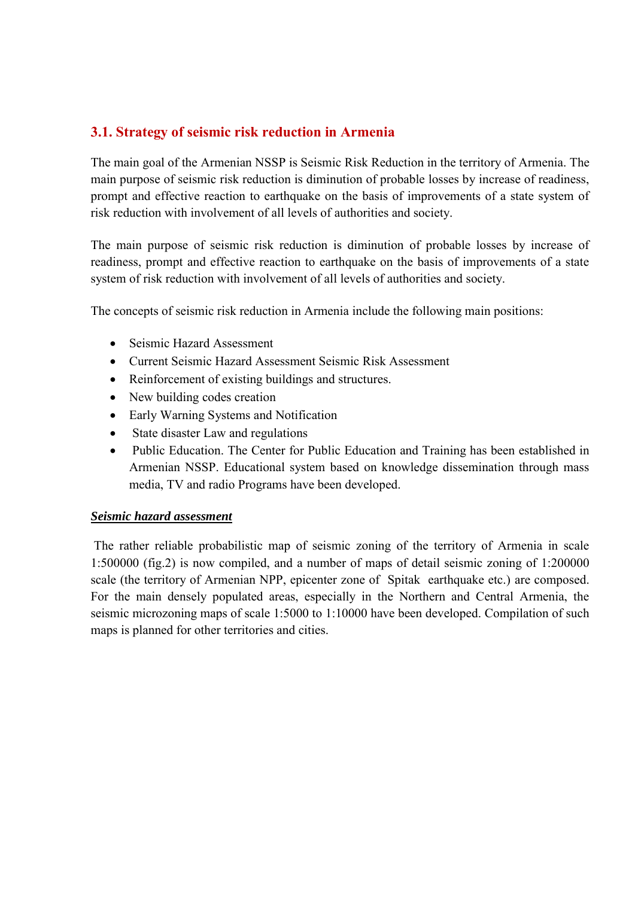## 3.1. Strategy of seismic risk reduction in Armenia

The main goal of the Armenian NSSP is Seismic Risk Reduction in the territory of Armenia. The main purpose of seismic risk reduction is diminution of probable losses by increase of readiness, prompt and effective reaction to earthquake on the basis of improvements of a state system of risk reduction with involvement of all levels of authorities and society.

The main purpose of seismic risk reduction is diminution of probable losses by increase of readiness, prompt and effective reaction to earthquake on the basis of improvements of a state system of risk reduction with involvement of all levels of authorities and society.

The concepts of seismic risk reduction in Armenia include the following main positions:

- Seismic Hazard Assessment
- Current Seismic Hazard Assessment Seismic Risk Assessment
- Reinforcement of existing buildings and structures.
- New building codes creation
- Early Warning Systems and Notification
- State disaster Law and regulations
- Public Education. The Center for Public Education and Training has been established in Armenian NSSP. Educational system based on knowledge dissemination through mass media, TV and radio Programs have been developed.

***Seismic hazard assessment***

The rather reliable probabilistic map of seismic zoning of the territory of Armenia in scale 1:500000 (fig.2) is now compiled, and a number of maps of detail seismic zoning of 1:200000 scale (the territory of Armenian NPP, epicenter zone of Spitak earthquake etc.) are composed. For the main densely populated areas, especially in the Northern and Central Armenia, the seismic microzoning maps of scale 1:5000 to 1:10000 have been developed. Compilation of such maps is planned for other territories and cities.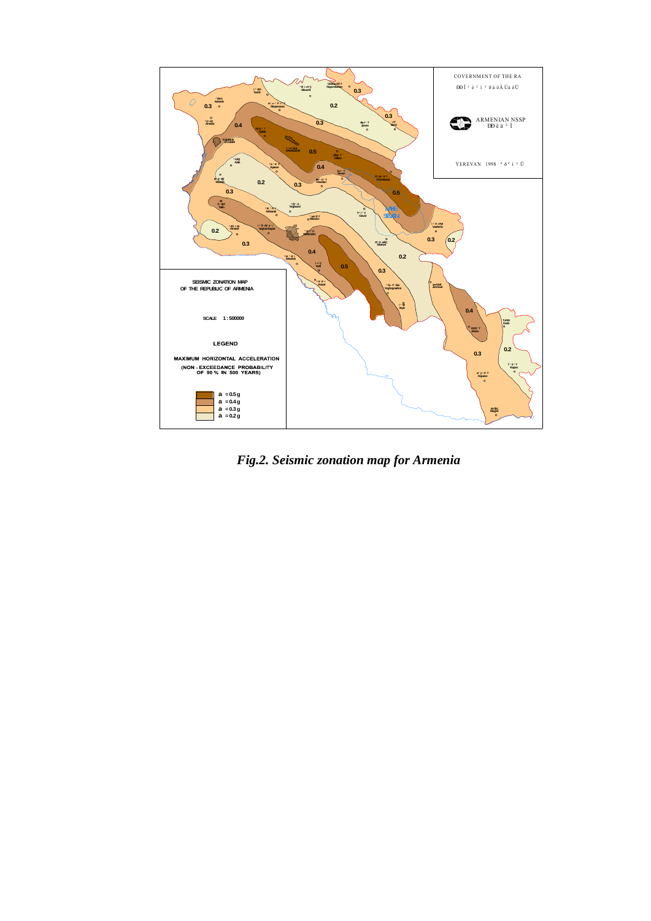*Fig.2. Seismic zonation map for Armenia*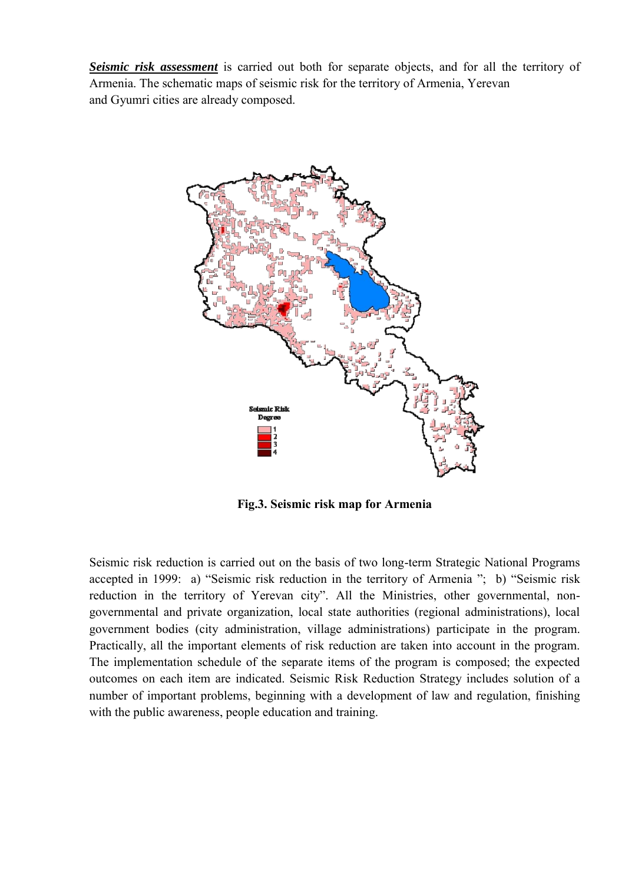***Seismic risk assessment*** is carried out both for separate objects, and for all the territory of Armenia. The schematic maps of seismic risk for the territory of Armenia, Yerevan and Gyumri cities are already composed.

**Fig.3. Seismic risk map for Armenia**

Seismic risk reduction is carried out on the basis of two long-term Strategic National Programs accepted in 1999: a) "Seismic risk reduction in the territory of Armenia "; b) "Seismic risk reduction in the territory of Yerevan city". All the Ministries, other governmental, non-governmental and private organization, local state authorities (regional administrations), local government bodies (city administration, village administrations) participate in the program. Practically, all the important elements of risk reduction are taken into account in the program. The implementation schedule of the separate items of the program is composed; the expected outcomes on each item are indicated. Seismic Risk Reduction Strategy includes solution of a number of important problems, beginning with a development of law and regulation, finishing with the public awareness, people education and training.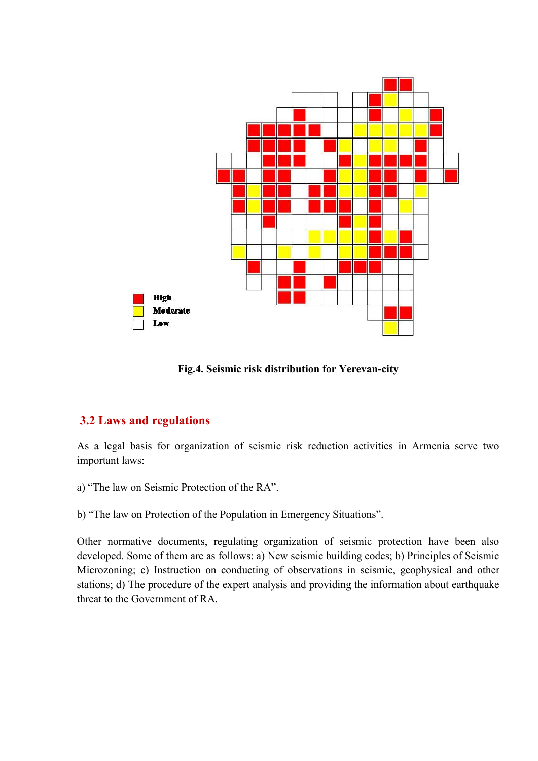Fig.4. Seismic risk distribution for Yerevan-city

## 3.2 Laws and regulations

As a legal basis for organization of seismic risk reduction activities in Armenia serve two important laws:

a) "The law on Seismic Protection of the RA".

b) "The law on Protection of the Population in Emergency Situations".

Other normative documents, regulating organization of seismic protection have been also developed. Some of them are as follows: a) New seismic building codes; b) Principles of Seismic Microzoning; c) Instruction on conducting of observations in seismic, geophysical and other stations; d) The procedure of the expert analysis and providing the information about earthquake threat to the Government of RA.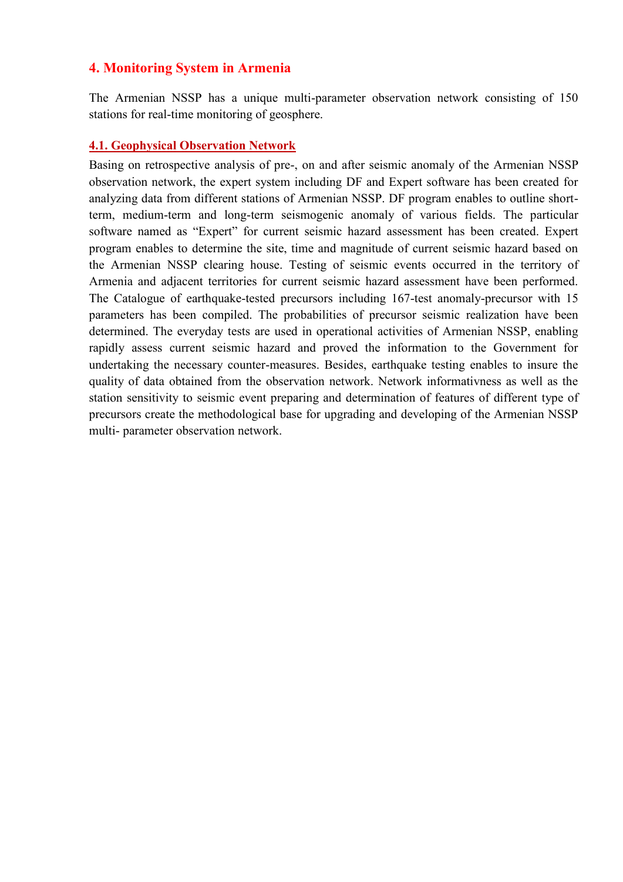## 4. Monitoring System in Armenia

The Armenian NSSP has a unique multi-parameter observation network consisting of 150 stations for real-time monitoring of geosphere.

### 4.1. Geophysical Observation Network

Basing on retrospective analysis of pre-, on and after seismic anomaly of the Armenian NSSP observation network, the expert system including DF and Expert software has been created for analyzing data from different stations of Armenian NSSP. DF program enables to outline short-term, medium-term and long-term seismogenic anomaly of various fields. The particular software named as "Expert" for current seismic hazard assessment has been created. Expert program enables to determine the site, time and magnitude of current seismic hazard based on the Armenian NSSP clearing house. Testing of seismic events occurred in the territory of Armenia and adjacent territories for current seismic hazard assessment have been performed. The Catalogue of earthquake-tested precursors including 167-test anomaly-precursor with 15 parameters has been compiled. The probabilities of precursor seismic realization have been determined. The everyday tests are used in operational activities of Armenian NSSP, enabling rapidly assess current seismic hazard and proved the information to the Government for undertaking the necessary counter-measures. Besides, earthquake testing enables to insure the quality of data obtained from the observation network. Network informativness as well as the station sensitivity to seismic event preparing and determination of features of different type of precursors create the methodological base for upgrading and developing of the Armenian NSSP multi- parameter observation network.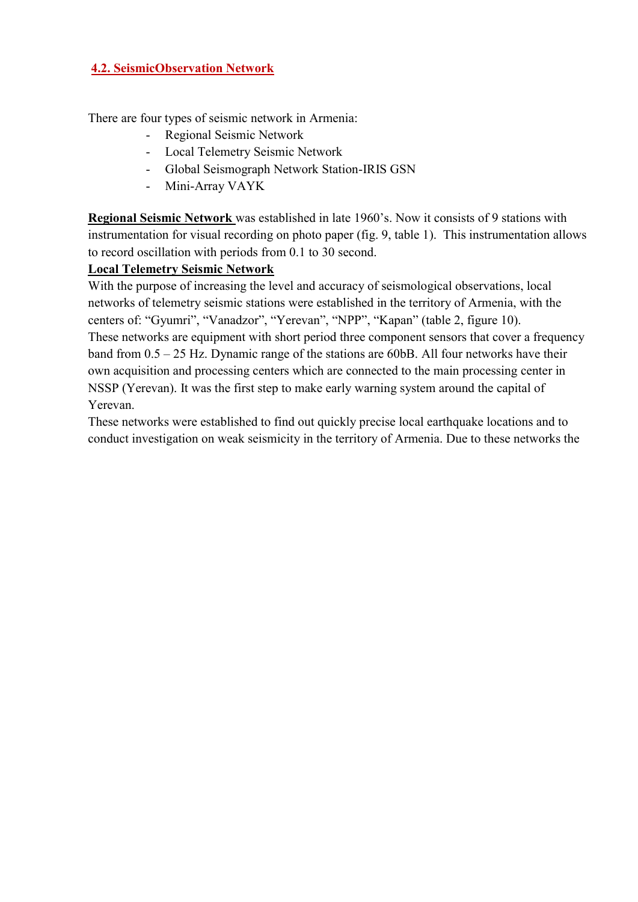## 4.2. SeismicObservation Network

There are four types of seismic network in Armenia:

- Regional Seismic Network
- Local Telemetry Seismic Network
- Global Seismograph Network Station-IRIS GSN
- Mini-Array VAYK

**Regional Seismic Network** was established in late 1960's. Now it consists of 9 stations with instrumentation for visual recording on photo paper (fig. 9, table 1). This instrumentation allows to record oscillation with periods from 0.1 to 30 second.

**Local Telemetry Seismic Network**

With the purpose of increasing the level and accuracy of seismological observations, local networks of telemetry seismic stations were established in the territory of Armenia, with the centers of: "Gyumri", "Vanadzor", "Yerevan", "NPP", "Kapan" (table 2, figure 10).

These networks are equipment with short period three component sensors that cover a frequency band from 0.5 – 25 Hz. Dynamic range of the stations are 60bB. All four networks have their own acquisition and processing centers which are connected to the main processing center in NSSP (Yerevan). It was the first step to make early warning system around the capital of Yerevan.

These networks were established to find out quickly precise local earthquake locations and to conduct investigation on weak seismicity in the territory of Armenia. Due to these networks the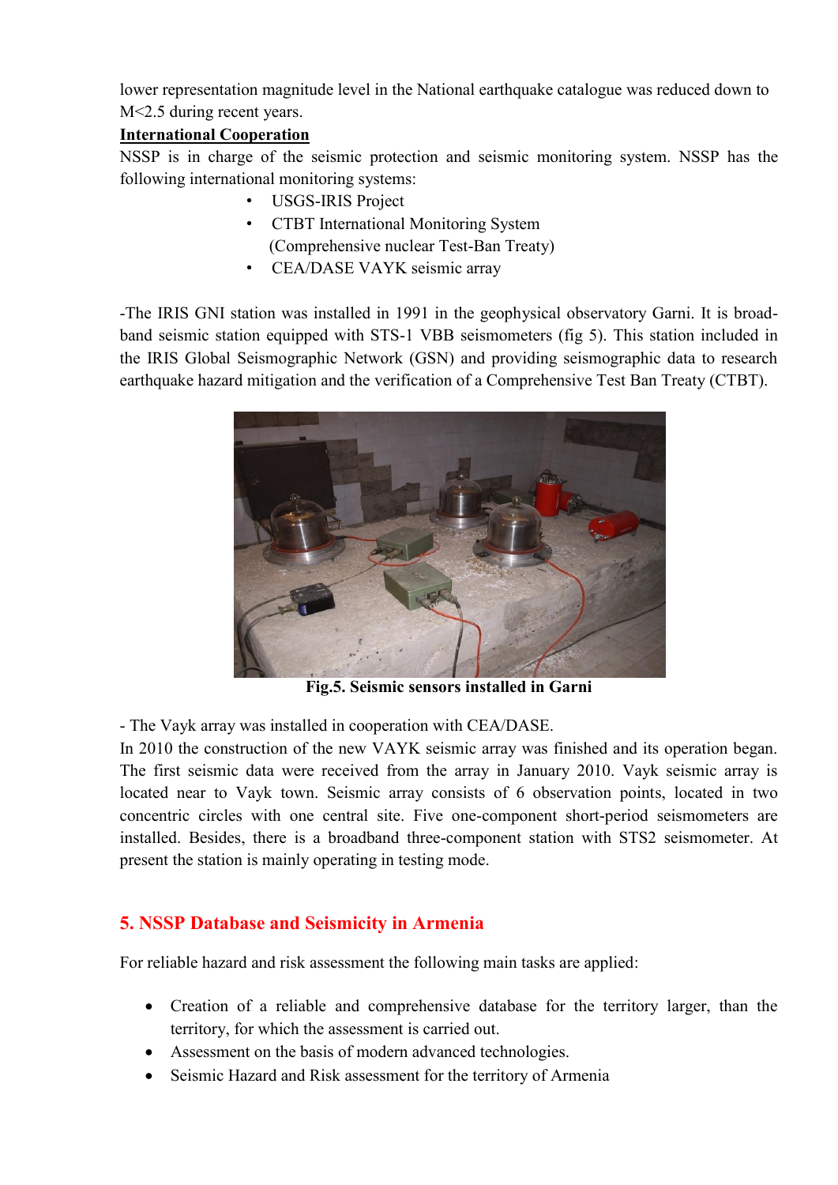lower representation magnitude level in the National earthquake catalogue was reduced down to M<2.5 during recent years.

**International Cooperation**

NSSP is in charge of the seismic protection and seismic monitoring system. NSSP has the following international monitoring systems:

- USGS-IRIS Project
- CTBT International Monitoring System (Comprehensive nuclear Test-Ban Treaty)
- CEA/DASE VAYK seismic array

-The IRIS GNI station was installed in 1991 in the geophysical observatory Garni. It is broad-band seismic station equipped with STS-1 VBB seismometers (fig 5). This station included in the IRIS Global Seismographic Network (GSN) and providing seismographic data to research earthquake hazard mitigation and the verification of a Comprehensive Test Ban Treaty (CTBT).

**Fig.5. Seismic sensors installed in Garni**

- The Vayk array was installed in cooperation with CEA/DASE.

In 2010 the construction of the new VAYK seismic array was finished and its operation began. The first seismic data were received from the array in January 2010. Vayk seismic array is located near to Vayk town. Seismic array consists of 6 observation points, located in two concentric circles with one central site. Five one-component short-period seismometers are installed. Besides, there is a broadband three-component station with STS2 seismometer. At present the station is mainly operating in testing mode.

## 5. NSSP Database and Seismicity in Armenia

For reliable hazard and risk assessment the following main tasks are applied:

- Creation of a reliable and comprehensive database for the territory larger, than the territory, for which the assessment is carried out.
- Assessment on the basis of modern advanced technologies.
- Seismic Hazard and Risk assessment for the territory of Armenia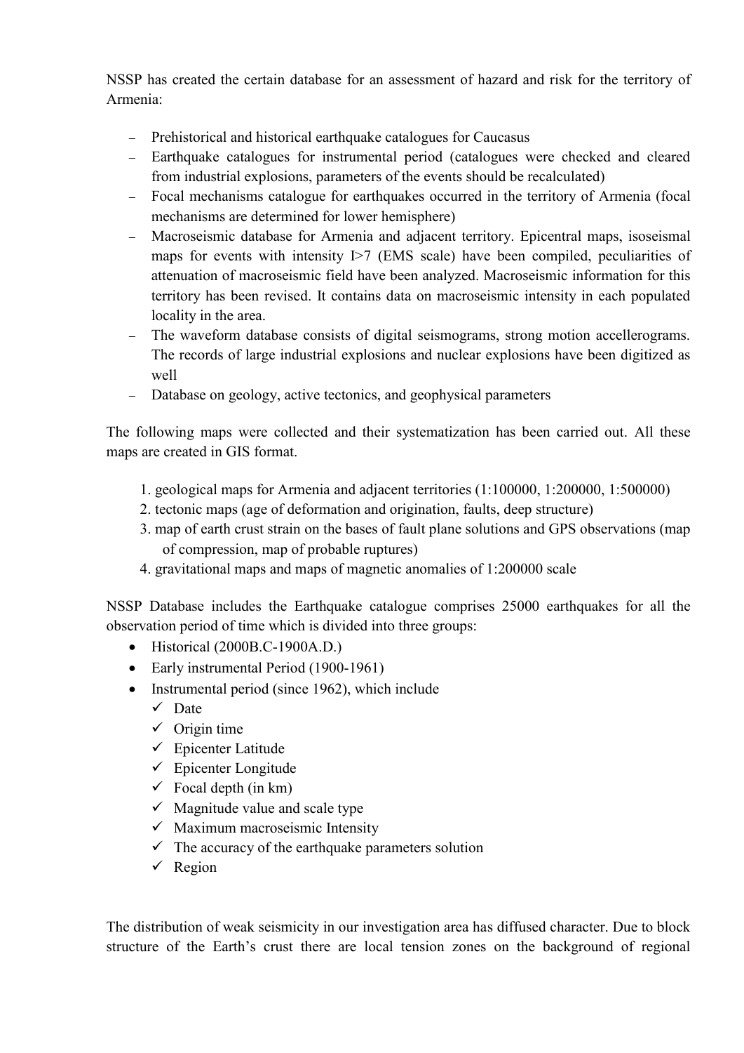NSSP has created the certain database for an assessment of hazard and risk for the territory of Armenia:

- Prehistorical and historical earthquake catalogues for Caucasus
- Earthquake catalogues for instrumental period (catalogues were checked and cleared from industrial explosions, parameters of the events should be recalculated)
- Focal mechanisms catalogue for earthquakes occurred in the territory of Armenia (focal mechanisms are determined for lower hemisphere)
- Macroseismic database for Armenia and adjacent territory. Epicentral maps, isoseismal maps for events with intensity I>7 (EMS scale) have been compiled, peculiarities of attenuation of macroseismic field have been analyzed. Macroseismic information for this territory has been revised. It contains data on macroseismic intensity in each populated locality in the area.
- The waveform database consists of digital seismograms, strong motion accellerograms. The records of large industrial explosions and nuclear explosions have been digitized as well
- Database on geology, active tectonics, and geophysical parameters

The following maps were collected and their systematization has been carried out. All these maps are created in GIS format.

1. geological maps for Armenia and adjacent territories (1:100000, 1:200000, 1:500000)
2. tectonic maps (age of deformation and origination, faults, deep structure)
3. map of earth crust strain on the bases of fault plane solutions and GPS observations (map of compression, map of probable ruptures)
4. gravitational maps and maps of magnetic anomalies of 1:200000 scale

NSSP Database includes the Earthquake catalogue comprises 25000 earthquakes for all the observation period of time which is divided into three groups:

- Historical (2000B.C-1900A.D.)
- Early instrumental Period (1900-1961)
- Instrumental period (since 1962), which include
  - ✓ Date
  - ✓ Origin time
  - ✓ Epicenter Latitude
  - ✓ Epicenter Longitude
  - ✓ Focal depth (in km)
  - ✓ Magnitude value and scale type
  - ✓ Maximum macroseismic Intensity
  - ✓ The accuracy of the earthquake parameters solution
  - ✓ Region

The distribution of weak seismicity in our investigation area has diffused character. Due to block structure of the Earth's crust there are local tension zones on the background of regional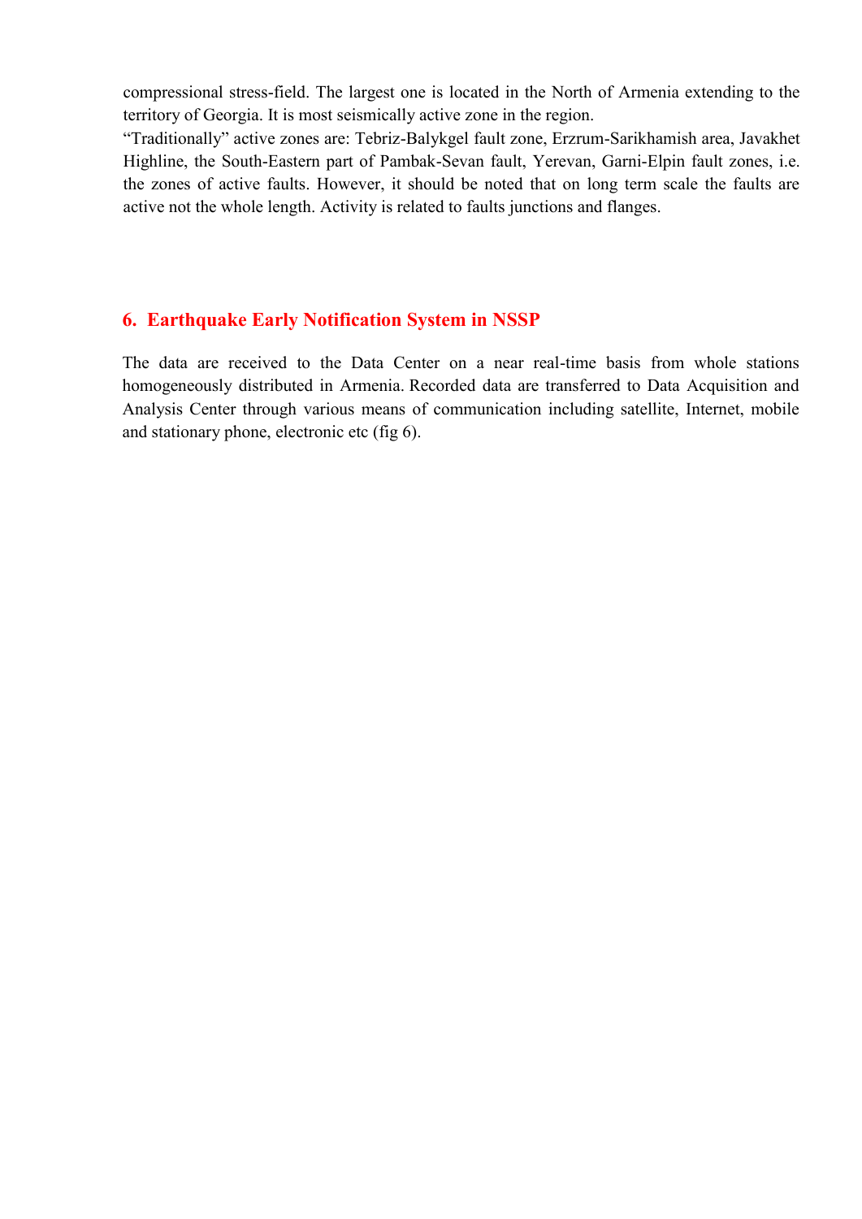compressional stress-field. The largest one is located in the North of Armenia extending to the territory of Georgia. It is most seismically active zone in the region.

“Traditionally” active zones are: Tebriz-Balykgel fault zone, Erzrum-Sarikhamish area, Javakhet Highline, the South-Eastern part of Pambak-Sevan fault, Yerevan, Garni-Elpin fault zones, i.e. the zones of active faults. However, it should be noted that on long term scale the faults are active not the whole length. Activity is related to faults junctions and flanges.

## 6. Earthquake Early Notification System in NSSP

The data are received to the Data Center on a near real-time basis from whole stations homogeneously distributed in Armenia. Recorded data are transferred to Data Acquisition and Analysis Center through various means of communication including satellite, Internet, mobile and stationary phone, electronic etc (fig 6).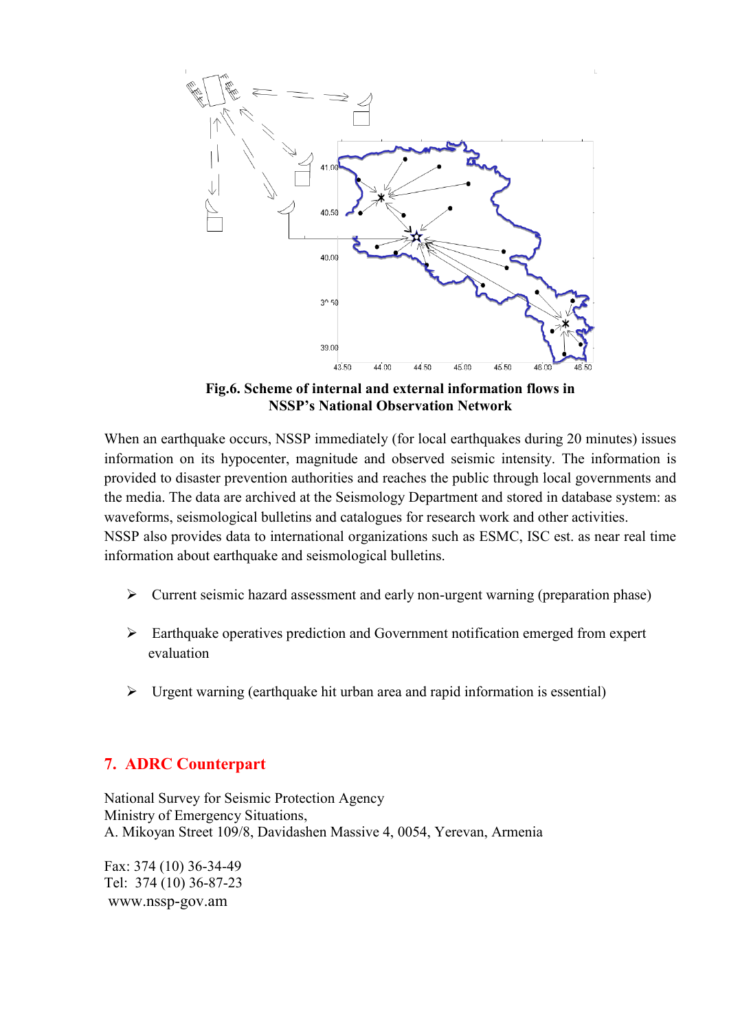41.00
40.50
40.00
39.50
39.00
43.50
44.00
44.50
45.00
45.50
46.00
46.50

**Fig.6. Scheme of internal and external information flows in NSSP's National Observation Network**

When an earthquake occurs, NSSP immediately (for local earthquakes during 20 minutes) issues information on its hypocenter, magnitude and observed seismic intensity. The information is provided to disaster prevention authorities and reaches the public through local governments and the media. The data are archived at the Seismology Department and stored in database system: as waveforms, seismological bulletins and catalogues for research work and other activities.
NSSP also provides data to international organizations such as ESMC, ISC est. as near real time information about earthquake and seismological bulletins.

- Current seismic hazard assessment and early non-urgent warning (preparation phase)
- Earthquake operatives prediction and Government notification emerged from expert evaluation
- Urgent warning (earthquake hit urban area and rapid information is essential)

## 7. ADRC Counterpart

National Survey for Seismic Protection Agency
Ministry of Emergency Situations,
A. Mikoyan Street 109/8, Davidashen Massive 4, 0054, Yerevan, Armenia

Fax: 374 (10) 36-34-49
Tel: 374 (10) 36-87-23
www.nssp-gov.am